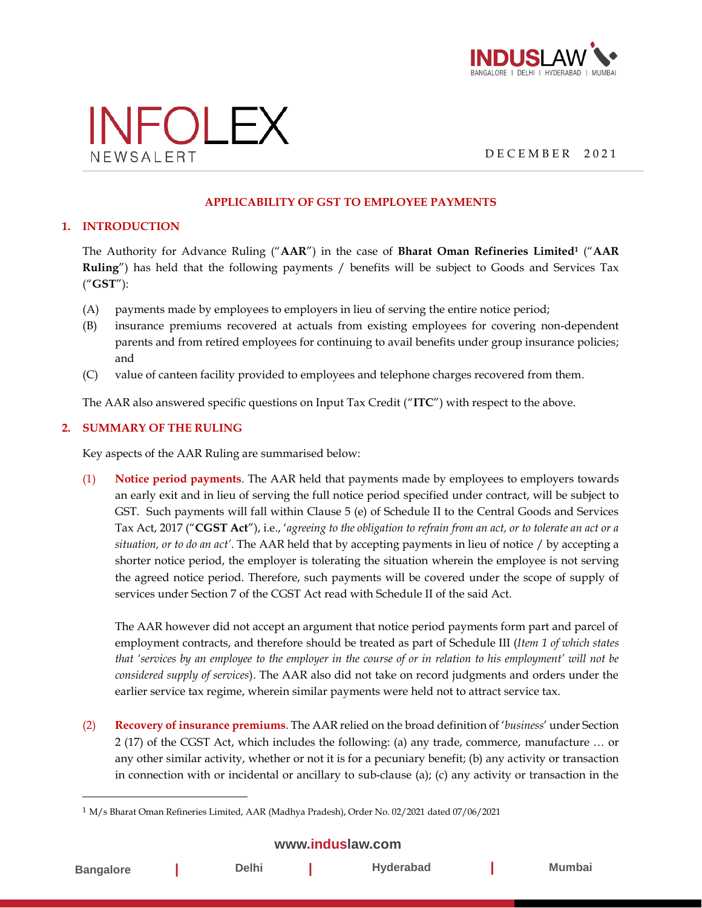# INFOLEX

NEWSALERT

DECEMBER 2021

## APPLICABILITY OF GST TO EMPLOYEE PAYMENTS

### 1. INTRODUCTION

The Authority for Advance Ruling ("**AAR**") in the case of **Bharat Oman Refineries Limited**[1] ("**AAR Ruling**") has held that the following payments / benefits will be subject to Goods and Services Tax ("**GST**"):

(A) payments made by employees to employers in lieu of serving the entire notice period;

(B) insurance premiums recovered at actuals from existing employees for covering non-dependent parents and from retired employees for continuing to avail benefits under group insurance policies; and

(C) value of canteen facility provided to employees and telephone charges recovered from them.

The AAR also answered specific questions on Input Tax Credit ("**ITC**") with respect to the above.

### 2. SUMMARY OF THE RULING

Key aspects of the AAR Ruling are summarised below:

(1) **Notice period payments**. The AAR held that payments made by employees to employers towards an early exit and in lieu of serving the full notice period specified under contract, will be subject to GST. Such payments will fall within Clause 5 (e) of Schedule II to the Central Goods and Services Tax Act, 2017 ("**CGST Act**"), i.e., '*agreeing to the obligation to refrain from an act, or to tolerate an act or a situation, or to do an act*'. The AAR held that by accepting payments in lieu of notice / by accepting a shorter notice period, the employer is tolerating the situation wherein the employee is not serving the agreed notice period. Therefore, such payments will be covered under the scope of supply of services under Section 7 of the CGST Act read with Schedule II of the said Act.

The AAR however did not accept an argument that notice period payments form part and parcel of employment contracts, and therefore should be treated as part of Schedule III (*Item 1 of which states that 'services by an employee to the employer in the course of or in relation to his employment' will not be considered supply of services*). The AAR also did not take on record judgments and orders under the earlier service tax regime, wherein similar payments were held not to attract service tax.

(2) **Recovery of insurance premiums**. The AAR relied on the broad definition of '*business*' under Section 2 (17) of the CGST Act, which includes the following: (a) any trade, commerce, manufacture … or any other similar activity, whether or not it is for a pecuniary benefit; (b) any activity or transaction in connection with or incidental or ancillary to sub-clause (a); (c) any activity or transaction in the

---

[1] M/s Bharat Oman Refineries Limited, AAR (Madhya Pradesh), Order No. 02/2021 dated 07/06/2021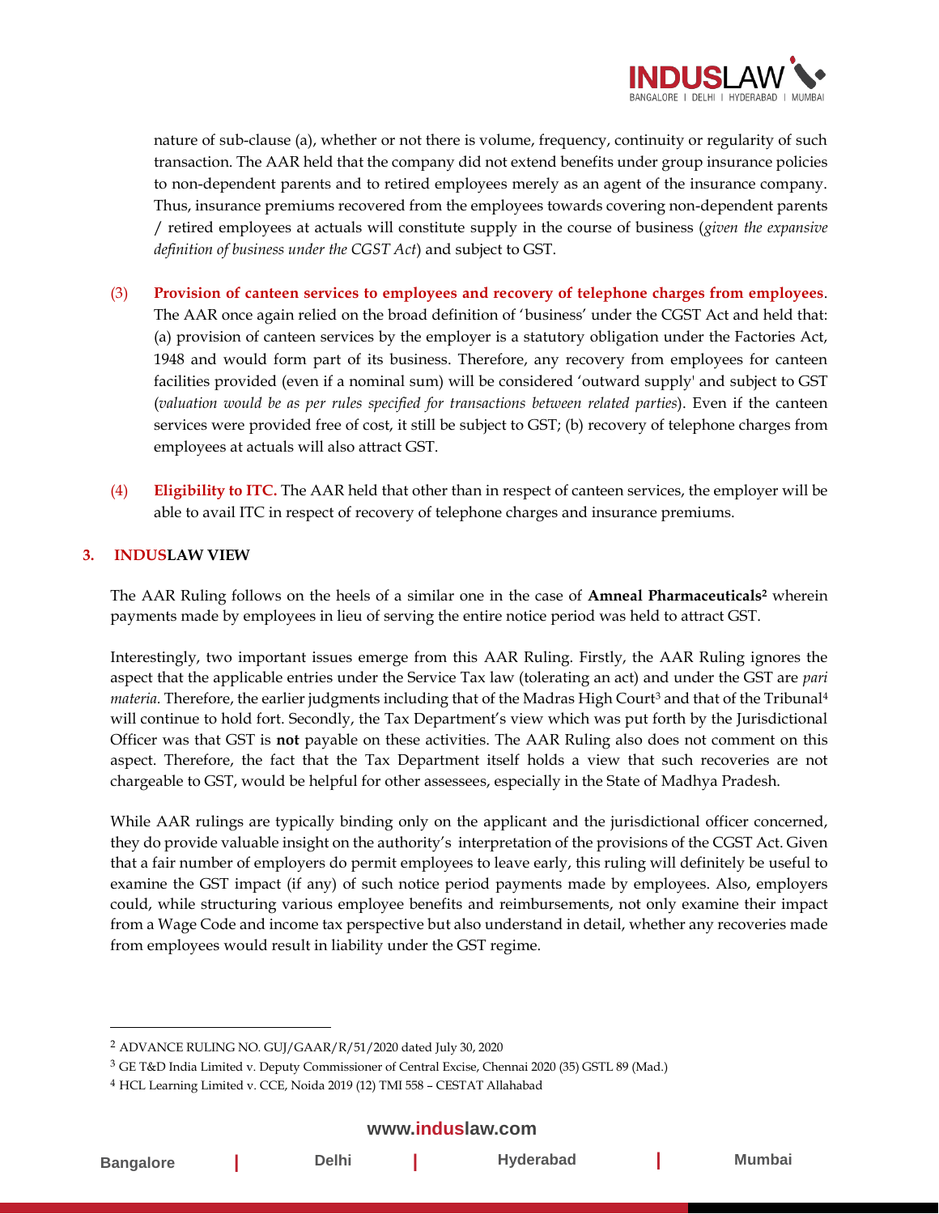nature of sub-clause (a), whether or not there is volume, frequency, continuity or regularity of such transaction. The AAR held that the company did not extend benefits under group insurance policies to non-dependent parents and to retired employees merely as an agent of the insurance company. Thus, insurance premiums recovered from the employees towards covering non-dependent parents / retired employees at actuals will constitute supply in the course of business (*given the expansive definition of business under the CGST Act*) and subject to GST.

(3) **Provision of canteen services to employees and recovery of telephone charges from employees**. The AAR once again relied on the broad definition of 'business' under the CGST Act and held that: (a) provision of canteen services by the employer is a statutory obligation under the Factories Act, 1948 and would form part of its business. Therefore, any recovery from employees for canteen facilities provided (even if a nominal sum) will be considered 'outward supply' and subject to GST (*valuation would be as per rules specified for transactions between related parties*). Even if the canteen services were provided free of cost, it still be subject to GST; (b) recovery of telephone charges from employees at actuals will also attract GST.

(4) **Eligibility to ITC.** The AAR held that other than in respect of canteen services, the employer will be able to avail ITC in respect of recovery of telephone charges and insurance premiums.

## 3. INDUSLAW VIEW

The AAR Ruling follows on the heels of a similar one in the case of **Amneal Pharmaceuticals**[2] wherein payments made by employees in lieu of serving the entire notice period was held to attract GST.

Interestingly, two important issues emerge from this AAR Ruling. Firstly, the AAR Ruling ignores the aspect that the applicable entries under the Service Tax law (tolerating an act) and under the GST are *pari materia*. Therefore, the earlier judgments including that of the Madras High Court[3] and that of the Tribunal[4] will continue to hold fort. Secondly, the Tax Department's view which was put forth by the Jurisdictional Officer was that GST is **not** payable on these activities. The AAR Ruling also does not comment on this aspect. Therefore, the fact that the Tax Department itself holds a view that such recoveries are not chargeable to GST, would be helpful for other assessees, especially in the State of Madhya Pradesh.

While AAR rulings are typically binding only on the applicant and the jurisdictional officer concerned, they do provide valuable insight on the authority's interpretation of the provisions of the CGST Act. Given that a fair number of employers do permit employees to leave early, this ruling will definitely be useful to examine the GST impact (if any) of such notice period payments made by employees. Also, employers could, while structuring various employee benefits and reimbursements, not only examine their impact from a Wage Code and income tax perspective but also understand in detail, whether any recoveries made from employees would result in liability under the GST regime.

---

[2] ADVANCE RULING NO. GUJ/GAAR/R/51/2020 dated July 30, 2020

[3] GE T&D India Limited v. Deputy Commissioner of Central Excise, Chennai 2020 (35) GSTL 89 (Mad.)

[4] HCL Learning Limited v. CCE, Noida 2019 (12) TMI 558 – CESTAT Allahabad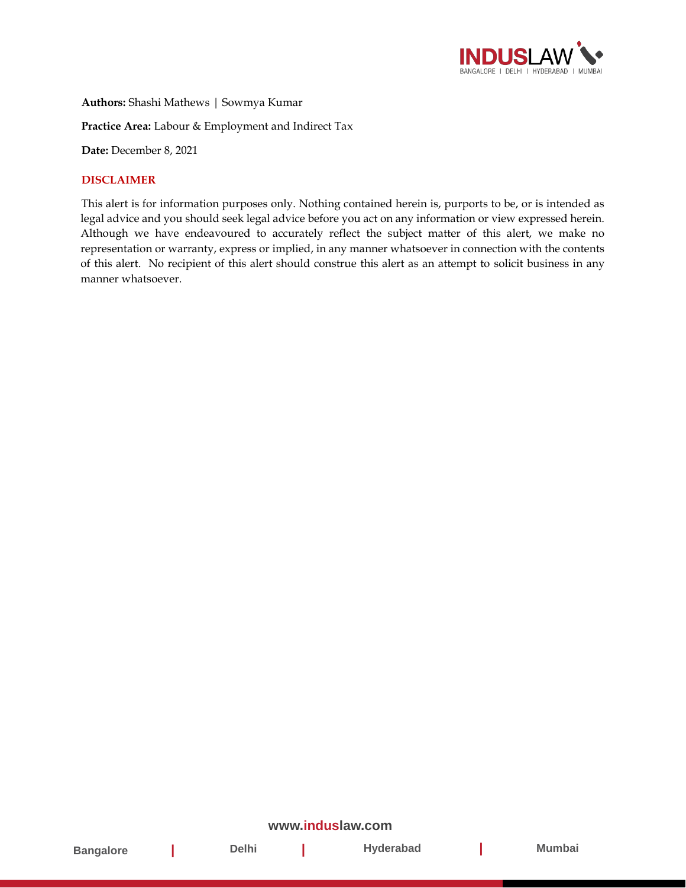**Authors:** Shashi Mathews | Sowmya Kumar

**Practice Area:** Labour & Employment and Indirect Tax

**Date:** December 8, 2021

## DISCLAIMER

This alert is for information purposes only. Nothing contained herein is, purports to be, or is intended as legal advice and you should seek legal advice before you act on any information or view expressed herein. Although we have endeavoured to accurately reflect the subject matter of this alert, we make no representation or warranty, express or implied, in any manner whatsoever in connection with the contents of this alert. No recipient of this alert should construe this alert as an attempt to solicit business in any manner whatsoever.